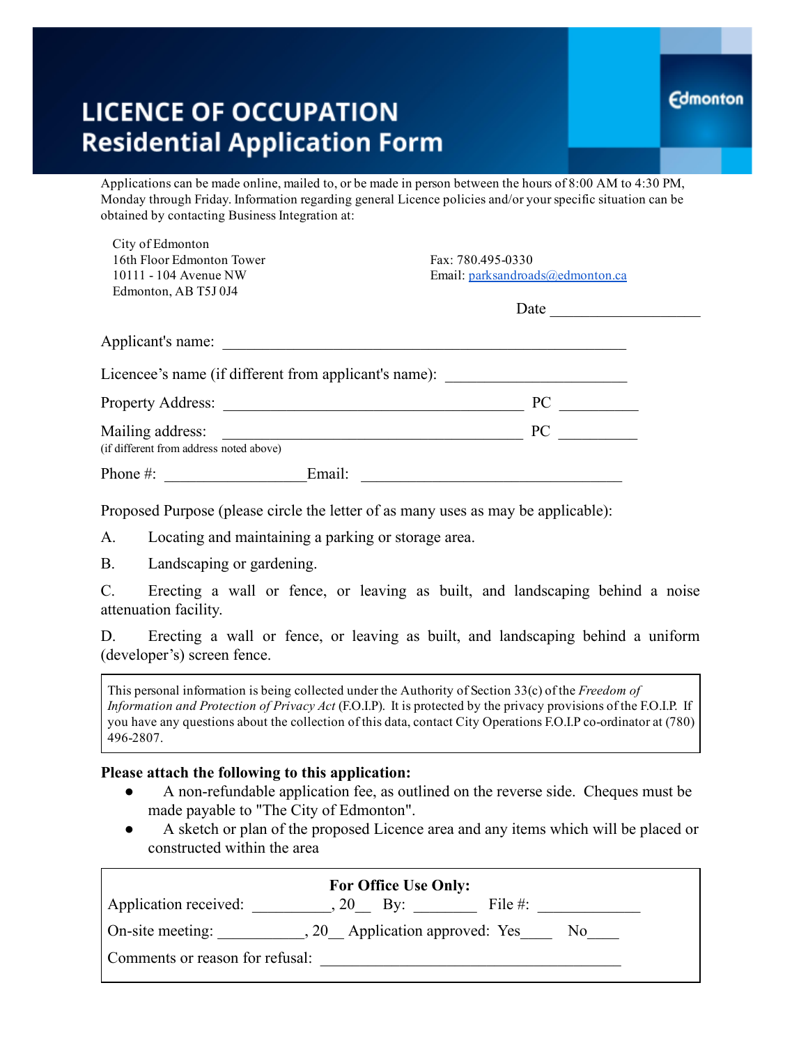# LICENCE OF OCCUPATION
## Residential Application Form

Edmonton

Applications can be made online, mailed to, or be made in person between the hours of 8:00 AM to 4:30 PM, Monday through Friday. Information regarding general Licence policies and/or your specific situation can be obtained by contacting Business Integration at:

City of Edmonton
16th Floor Edmonton Tower
10111 - 104 Avenue NW
Edmonton, AB T5J 0J4

Fax: 780.495-0330
Email: parksandroads@edmonton.ca

Date ___________________

Applicant's name: ____________________________________________________

Licencee's name (if different from applicant's name): ______________________

Property Address: ______________________________________ PC __________

Mailing address: ______________________________________ PC __________
(if different from address noted above)

Phone #: _________________ Email: _________________________________

Proposed Purpose (please circle the letter of as many uses as may be applicable):

A. Locating and maintaining a parking or storage area.

B. Landscaping or gardening.

C. Erecting a wall or fence, or leaving as built, and landscaping behind a noise attenuation facility.

D. Erecting a wall or fence, or leaving as built, and landscaping behind a uniform (developer's) screen fence.

> This personal information is being collected under the Authority of Section 33(c) of the *Freedom of Information and Protection of Privacy Act* (F.O.I.P). It is protected by the privacy provisions of the F.O.I.P. If you have any questions about the collection of this data, contact City Operations F.O.I.P co-ordinator at (780) 496-2807.

**Please attach the following to this application:**

- A non-refundable application fee, as outlined on the reverse side. Cheques must be made payable to "The City of Edmonton".
- A sketch or plan of the proposed Licence area and any items which will be placed or constructed within the area

**For Office Use Only:**

Application received: __________, 20__ By: ________ File #: _____________

On-site meeting: ___________, 20__ Application approved: Yes____ No____

Comments or reason for refusal: ______________________________________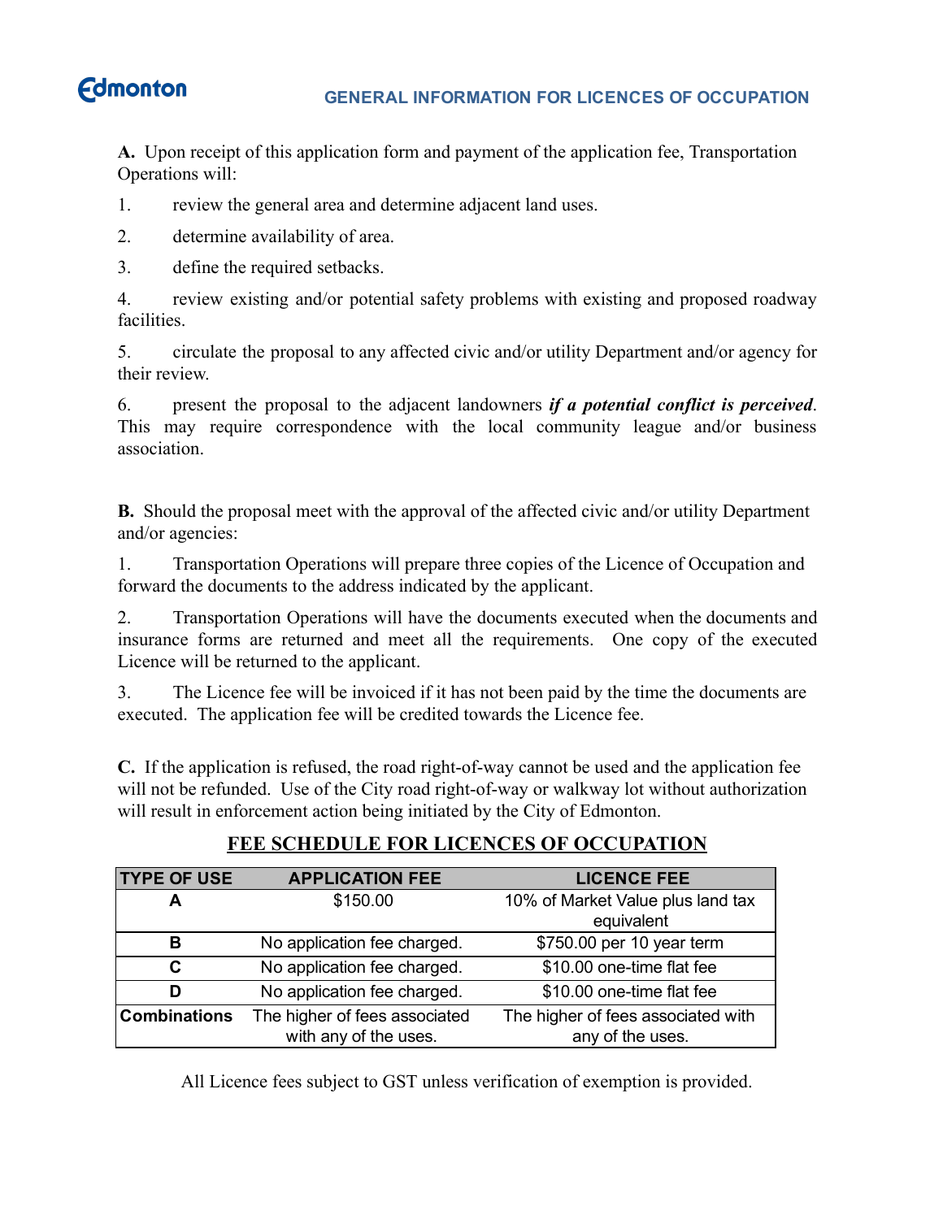# GENERAL INFORMATION FOR LICENCES OF OCCUPATION

**A.** Upon receipt of this application form and payment of the application fee, Transportation Operations will:

1. review the general area and determine adjacent land uses.
2. determine availability of area.
3. define the required setbacks.
4. review existing and/or potential safety problems with existing and proposed roadway facilities.
5. circulate the proposal to any affected civic and/or utility Department and/or agency for their review.
6. present the proposal to the adjacent landowners ***if a potential conflict is perceived***. This may require correspondence with the local community league and/or business association.

**B.** Should the proposal meet with the approval of the affected civic and/or utility Department and/or agencies:

1. Transportation Operations will prepare three copies of the Licence of Occupation and forward the documents to the address indicated by the applicant.
2. Transportation Operations will have the documents executed when the documents and insurance forms are returned and meet all the requirements. One copy of the executed Licence will be returned to the applicant.
3. The Licence fee will be invoiced if it has not been paid by the time the documents are executed. The application fee will be credited towards the Licence fee.

**C.** If the application is refused, the road right-of-way cannot be used and the application fee will not be refunded. Use of the City road right-of-way or walkway lot without authorization will result in enforcement action being initiated by the City of Edmonton.

## FEE SCHEDULE FOR LICENCES OF OCCUPATION

| TYPE OF USE | APPLICATION FEE | LICENCE FEE |
|---|---|---|
| **A** | $150.00 | 10% of Market Value plus land tax equivalent |
| **B** | No application fee charged. | $750.00 per 10 year term |
| **C** | No application fee charged. | $10.00 one-time flat fee |
| **D** | No application fee charged. | $10.00 one-time flat fee |
| **Combinations** | The higher of fees associated with any of the uses. | The higher of fees associated with any of the uses. |

All Licence fees subject to GST unless verification of exemption is provided.